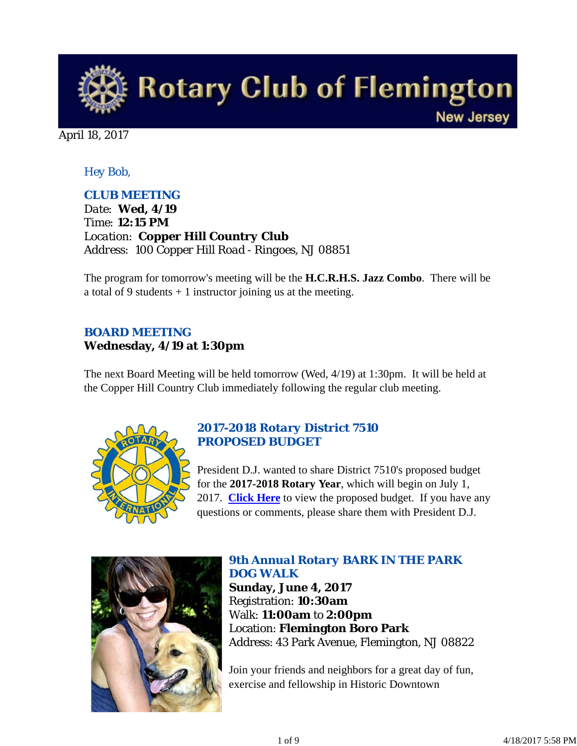# Rotary Club of Flemington

New Jersey

April 18, 2017

*Hey Bob,*

### CLUB MEETING

Date: **Wed, 4/19**
Time: **12:15 PM**
Location: **Copper Hill Country Club**
Address: 100 Copper Hill Road - Ringoes, NJ 08851

The program for tomorrow's meeting will be the **H.C.R.H.S. Jazz Combo**. There will be a total of 9 students + 1 instructor joining us at the meeting.

### BOARD MEETING

**Wednesday, 4/19 at 1:30pm**

The next Board Meeting will be held tomorrow (Wed, 4/19) at 1:30pm. It will be held at the Copper Hill Country Club immediately following the regular club meeting.

### *2017-2018 Rotary District 7510 PROPOSED BUDGET*

President D.J. wanted to share District 7510's proposed budget for the **2017-2018 Rotary Year**, which will begin on July 1, 2017. **Click Here** to view the proposed budget. If you have any questions or comments, please share them with President D.J.

### *9th Annual Rotary BARK IN THE PARK DOG WALK*

**Sunday, June 4, 2017**
Registration: **10:30am**
Walk: **11:00am** to **2:00pm**
Location: **Flemington Boro Park**
Address: 43 Park Avenue, Flemington, NJ 08822

Join your friends and neighbors for a great day of fun, exercise and fellowship in Historic Downtown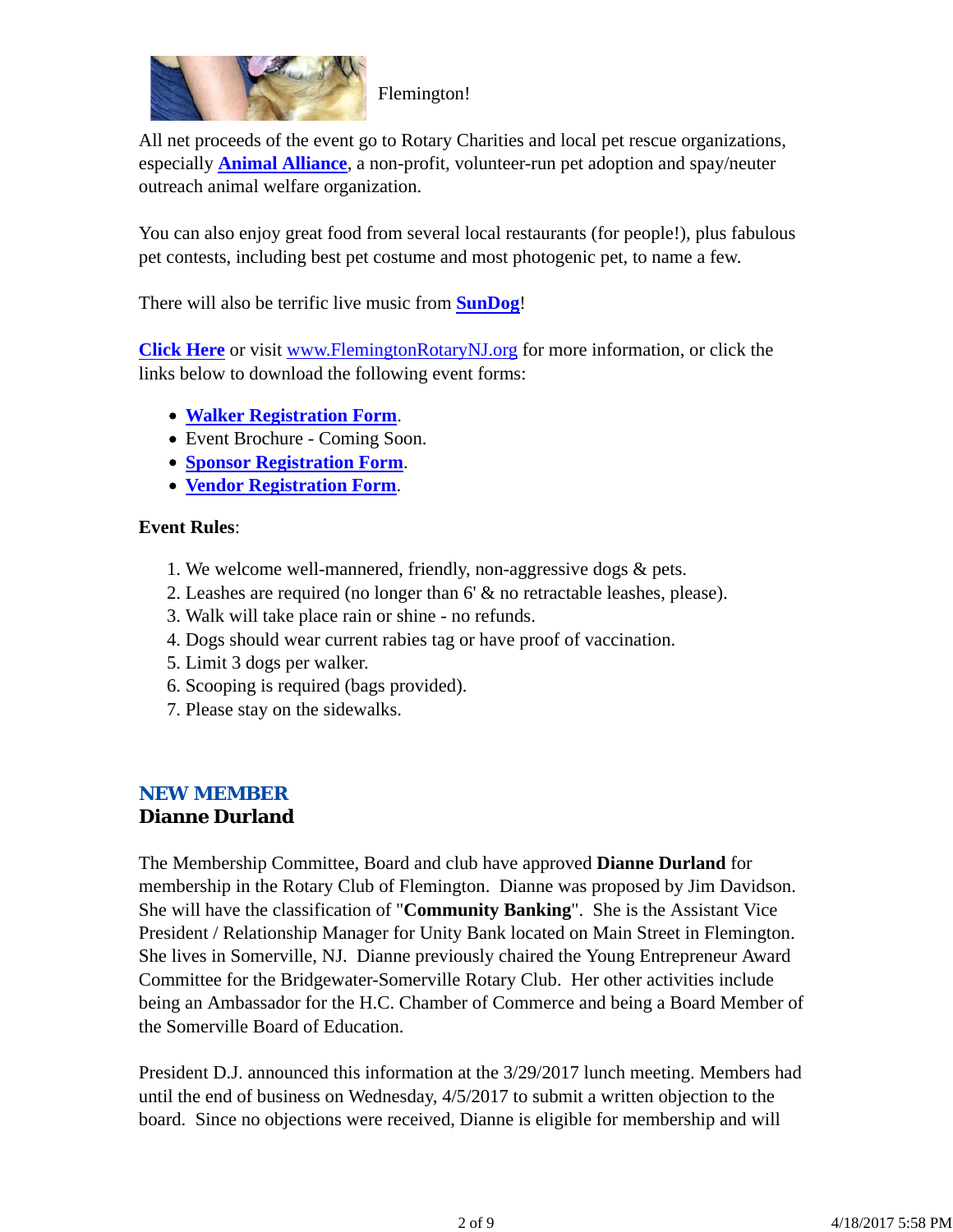Flemington!

All net proceeds of the event go to Rotary Charities and local pet rescue organizations, especially **Animal Alliance**, a non-profit, volunteer-run pet adoption and spay/neuter outreach animal welfare organization.

You can also enjoy great food from several local restaurants (for people!), plus fabulous pet contests, including best pet costume and most photogenic pet, to name a few.

There will also be terrific live music from **SunDog**!

**Click Here** or visit www.FlemingtonRotaryNJ.org for more information, or click the links below to download the following event forms:

- **Walker Registration Form**.
- Event Brochure - Coming Soon.
- **Sponsor Registration Form**.
- **Vendor Registration Form**.

**Event Rules**:

1. We welcome well-mannered, friendly, non-aggressive dogs & pets.
2. Leashes are required (no longer than 6' & no retractable leashes, please).
3. Walk will take place rain or shine - no refunds.
4. Dogs should wear current rabies tag or have proof of vaccination.
5. Limit 3 dogs per walker.
6. Scooping is required (bags provided).
7. Please stay on the sidewalks.

## NEW MEMBER
### Dianne Durland

The Membership Committee, Board and club have approved **Dianne Durland** for membership in the Rotary Club of Flemington. Dianne was proposed by Jim Davidson. She will have the classification of "**Community Banking**". She is the Assistant Vice President / Relationship Manager for Unity Bank located on Main Street in Flemington. She lives in Somerville, NJ. Dianne previously chaired the Young Entrepreneur Award Committee for the Bridgewater-Somerville Rotary Club. Her other activities include being an Ambassador for the H.C. Chamber of Commerce and being a Board Member of the Somerville Board of Education.

President D.J. announced this information at the 3/29/2017 lunch meeting. Members had until the end of business on Wednesday, 4/5/2017 to submit a written objection to the board. Since no objections were received, Dianne is eligible for membership and will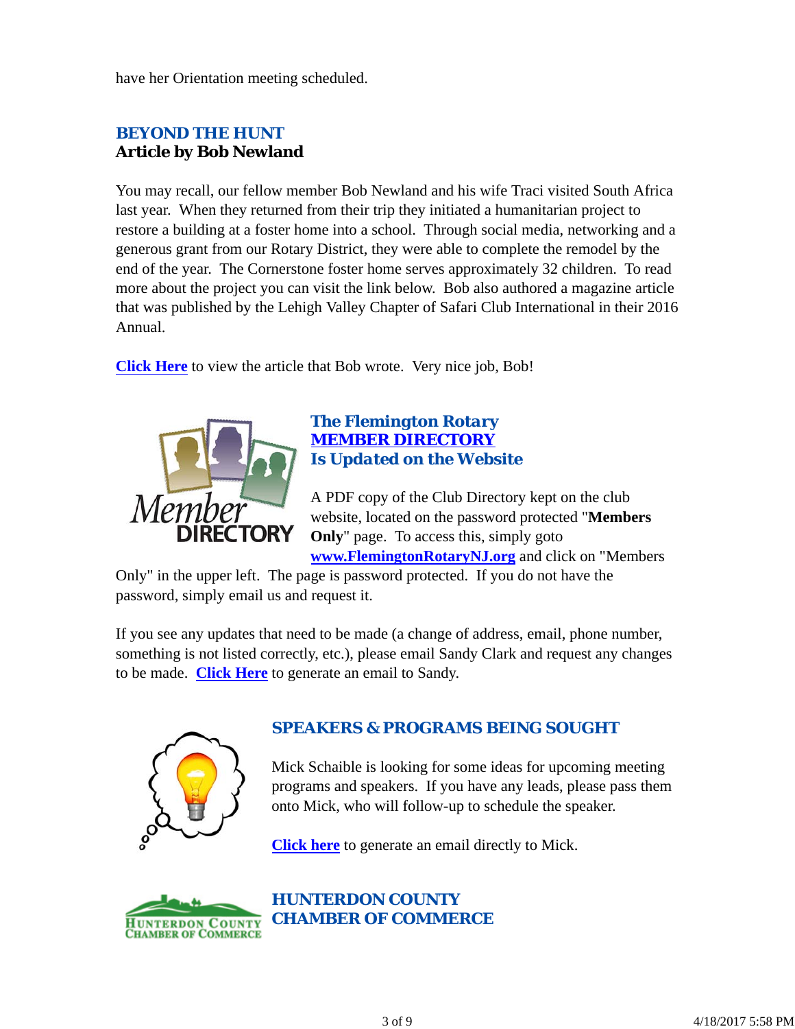have her Orientation meeting scheduled.

## BEYOND THE HUNT

**Article by Bob Newland**

You may recall, our fellow member Bob Newland and his wife Traci visited South Africa last year. When they returned from their trip they initiated a humanitarian project to restore a building at a foster home into a school. Through social media, networking and a generous grant from our Rotary District, they were able to complete the remodel by the end of the year. The Cornerstone foster home serves approximately 32 children. To read more about the project you can visit the link below. Bob also authored a magazine article that was published by the Lehigh Valley Chapter of Safari Club International in their 2016 Annual.

**Click Here** to view the article that Bob wrote. Very nice job, Bob!

## The Flemington Rotary MEMBER DIRECTORY Is Updated on the Website

A PDF copy of the Club Directory kept on the club website, located on the password protected "**Members Only**" page. To access this, simply goto **www.FlemingtonRotaryNJ.org** and click on "Members Only" in the upper left. The page is password protected. If you do not have the password, simply email us and request it.

If you see any updates that need to be made (a change of address, email, phone number, something is not listed correctly, etc.), please email Sandy Clark and request any changes to be made. **Click Here** to generate an email to Sandy.

## SPEAKERS & PROGRAMS BEING SOUGHT

Mick Schaible is looking for some ideas for upcoming meeting programs and speakers. If you have any leads, please pass them onto Mick, who will follow-up to schedule the speaker.

**Click here** to generate an email directly to Mick.

## HUNTERDON COUNTY CHAMBER OF COMMERCE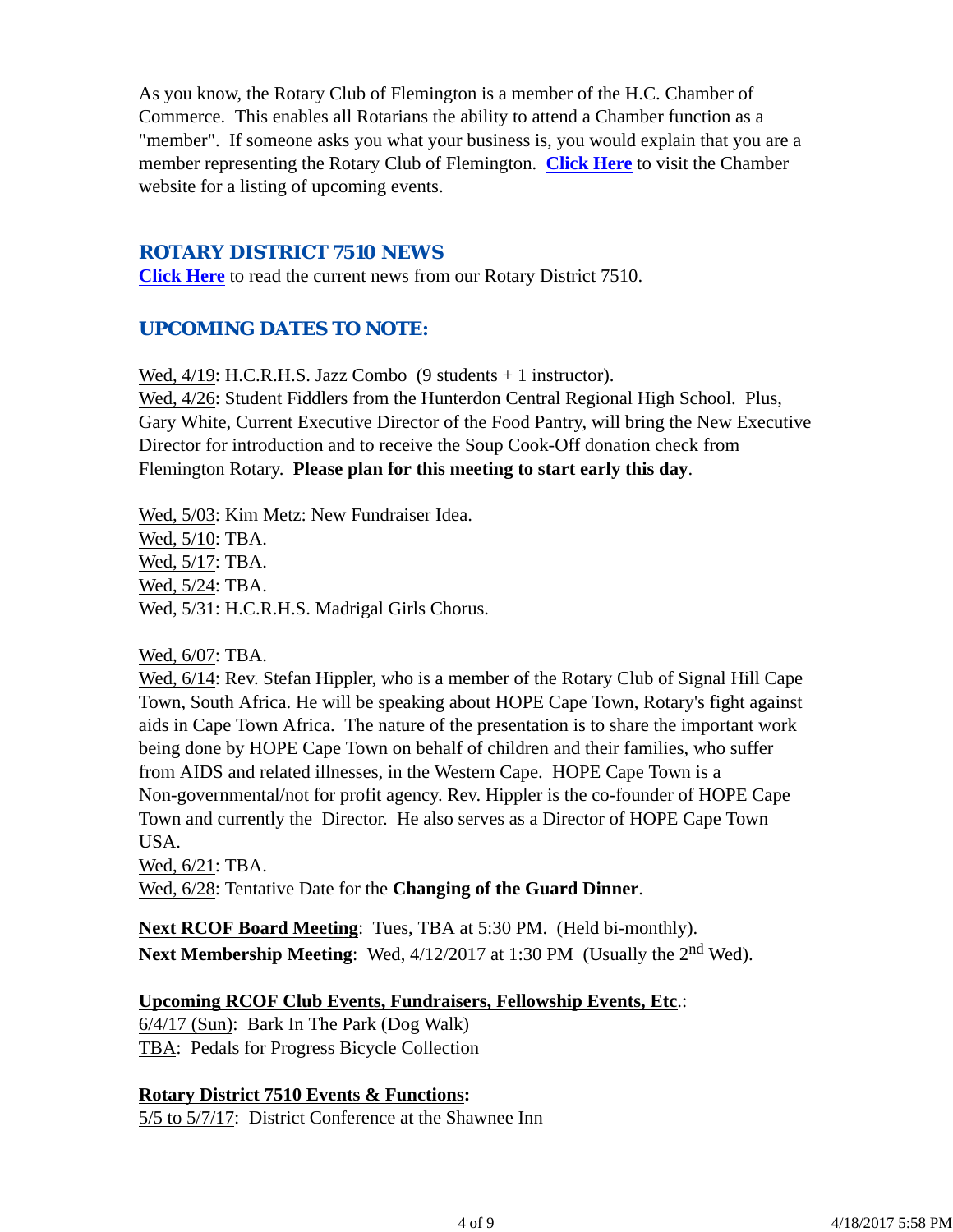As you know, the Rotary Club of Flemington is a member of the H.C. Chamber of Commerce. This enables all Rotarians the ability to attend a Chamber function as a "member". If someone asks you what your business is, you would explain that you are a member representing the Rotary Club of Flemington. **Click Here** to visit the Chamber website for a listing of upcoming events.

## ROTARY DISTRICT 7510 NEWS

**Click Here** to read the current news from our Rotary District 7510.

## UPCOMING DATES TO NOTE:

Wed, 4/19: H.C.R.H.S. Jazz Combo (9 students + 1 instructor).
Wed, 4/26: Student Fiddlers from the Hunterdon Central Regional High School. Plus, Gary White, Current Executive Director of the Food Pantry, will bring the New Executive Director for introduction and to receive the Soup Cook-Off donation check from Flemington Rotary. **Please plan for this meeting to start early this day**.

Wed, 5/03: Kim Metz: New Fundraiser Idea.
Wed, 5/10: TBA.
Wed, 5/17: TBA.
Wed, 5/24: TBA.
Wed, 5/31: H.C.R.H.S. Madrigal Girls Chorus.

Wed, 6/07: TBA.
Wed, 6/14: Rev. Stefan Hippler, who is a member of the Rotary Club of Signal Hill Cape Town, South Africa. He will be speaking about HOPE Cape Town, Rotary's fight against aids in Cape Town Africa. The nature of the presentation is to share the important work being done by HOPE Cape Town on behalf of children and their families, who suffer from AIDS and related illnesses, in the Western Cape. HOPE Cape Town is a Non-governmental/not for profit agency. Rev. Hippler is the co-founder of HOPE Cape Town and currently the Director. He also serves as a Director of HOPE Cape Town USA.
Wed, 6/21: TBA.
Wed, 6/28: Tentative Date for the **Changing of the Guard Dinner**.

**Next RCOF Board Meeting**: Tues, TBA at 5:30 PM. (Held bi-monthly).
**Next Membership Meeting**: Wed, 4/12/2017 at 1:30 PM (Usually the 2nd Wed).

**Upcoming RCOF Club Events, Fundraisers, Fellowship Events, Etc**.:
6/4/17 (Sun): Bark In The Park (Dog Walk)
TBA: Pedals for Progress Bicycle Collection

**Rotary District 7510 Events & Functions:**
5/5 to 5/7/17: District Conference at the Shawnee Inn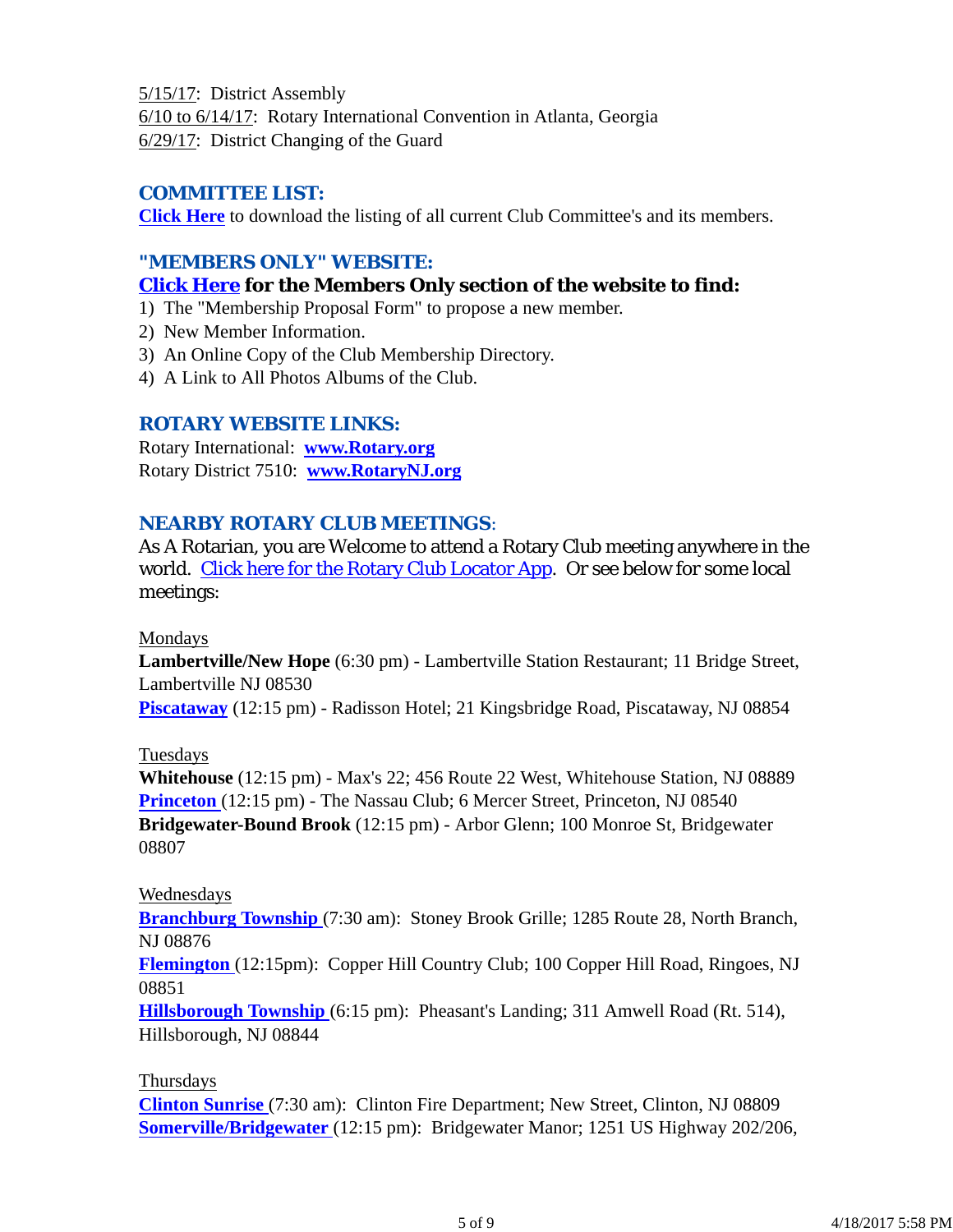5/15/17: District Assembly
6/10 to 6/14/17: Rotary International Convention in Atlanta, Georgia
6/29/17: District Changing of the Guard

## COMMITTEE LIST:

**Click Here** to download the listing of all current Club Committee's and its members.

## "MEMBERS ONLY" WEBSITE:

### Click Here for the Members Only section of the website to find:

1) The "Membership Proposal Form" to propose a new member.
2) New Member Information.
3) An Online Copy of the Club Membership Directory.
4) A Link to All Photos Albums of the Club.

## ROTARY WEBSITE LINKS:

Rotary International: **www.Rotary.org**
Rotary District 7510: **www.RotaryNJ.org**

## NEARBY ROTARY CLUB MEETINGS:

As A Rotarian, you are Welcome to attend a Rotary Club meeting anywhere in the world. Click here for the Rotary Club Locator App. Or see below for some local meetings:

Mondays
**Lambertville/New Hope** (6:30 pm) - Lambertville Station Restaurant; 11 Bridge Street, Lambertville NJ 08530
**Piscataway** (12:15 pm) - Radisson Hotel; 21 Kingsbridge Road, Piscataway, NJ 08854

Tuesdays
**Whitehouse** (12:15 pm) - Max's 22; 456 Route 22 West, Whitehouse Station, NJ 08889
**Princeton** (12:15 pm) - The Nassau Club; 6 Mercer Street, Princeton, NJ 08540
**Bridgewater-Bound Brook** (12:15 pm) - Arbor Glenn; 100 Monroe St, Bridgewater 08807

Wednesdays
**Branchburg Township** (7:30 am): Stoney Brook Grille; 1285 Route 28, North Branch, NJ 08876
**Flemington** (12:15pm): Copper Hill Country Club; 100 Copper Hill Road, Ringoes, NJ 08851
**Hillsborough Township** (6:15 pm): Pheasant's Landing; 311 Amwell Road (Rt. 514), Hillsborough, NJ 08844

Thursdays
**Clinton Sunrise** (7:30 am): Clinton Fire Department; New Street, Clinton, NJ 08809
**Somerville/Bridgewater** (12:15 pm): Bridgewater Manor; 1251 US Highway 202/206,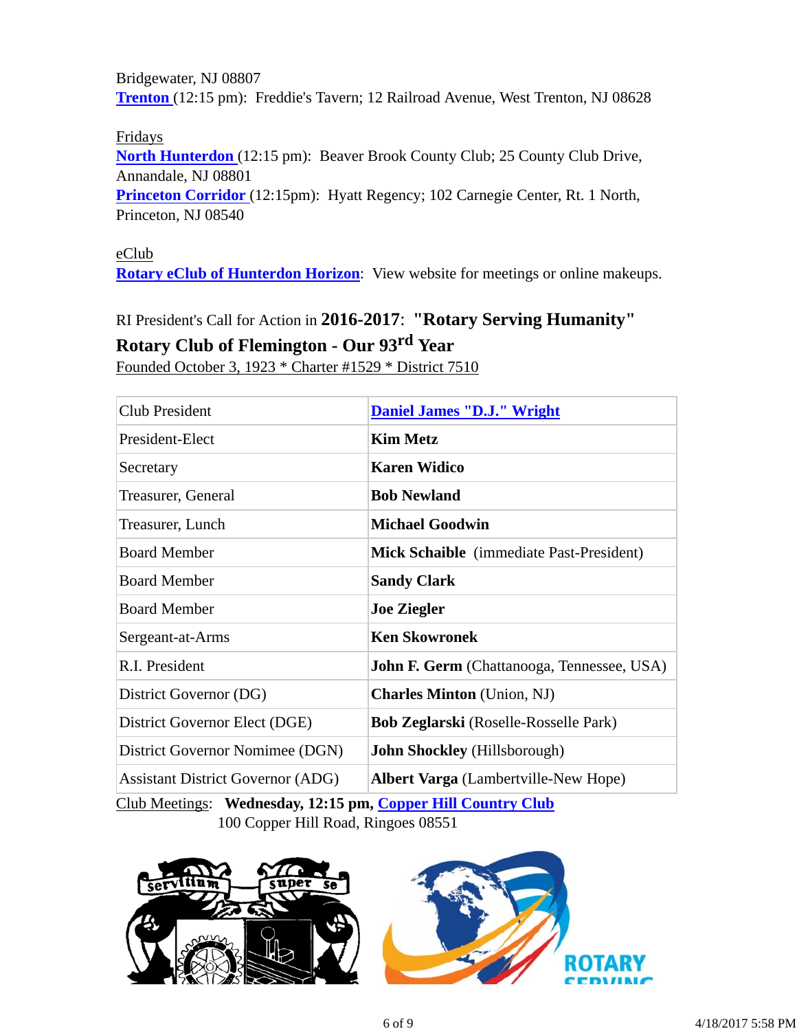Bridgewater, NJ 08807
**Trenton** (12:15 pm): Freddie's Tavern; 12 Railroad Avenue, West Trenton, NJ 08628

Fridays
**North Hunterdon** (12:15 pm): Beaver Brook County Club; 25 County Club Drive, Annandale, NJ 08801
**Princeton Corridor** (12:15pm): Hyatt Regency; 102 Carnegie Center, Rt. 1 North, Princeton, NJ 08540

eClub
**Rotary eClub of Hunterdon Horizon**: View website for meetings or online makeups.

RI President's Call for Action in **2016-2017**: **"Rotary Serving Humanity"**

**Rotary Club of Flemington - Our 93rd Year**

Founded October 3, 1923 * Charter #1529 * District 7510

| Club President | **Daniel James "D.J." Wright** |
|---|---|
| President-Elect | **Kim Metz** |
| Secretary | **Karen Widico** |
| Treasurer, General | **Bob Newland** |
| Treasurer, Lunch | **Michael Goodwin** |
| Board Member | **Mick Schaible** (immediate Past-President) |
| Board Member | **Sandy Clark** |
| Board Member | **Joe Ziegler** |
| Sergeant-at-Arms | **Ken Skowronek** |
| R.I. President | **John F. Germ** (Chattanooga, Tennessee, USA) |
| District Governor (DG) | **Charles Minton** (Union, NJ) |
| District Governor Elect (DGE) | **Bob Zeglarski** (Roselle-Rosselle Park) |
| District Governor Nomimee (DGN) | **John Shockley** (Hillsborough) |
| Assistant District Governor (ADG) | **Albert Varga** (Lambertville-New Hope) |

Club Meetings: **Wednesday, 12:15 pm, Copper Hill Country Club**
100 Copper Hill Road, Ringoes 08551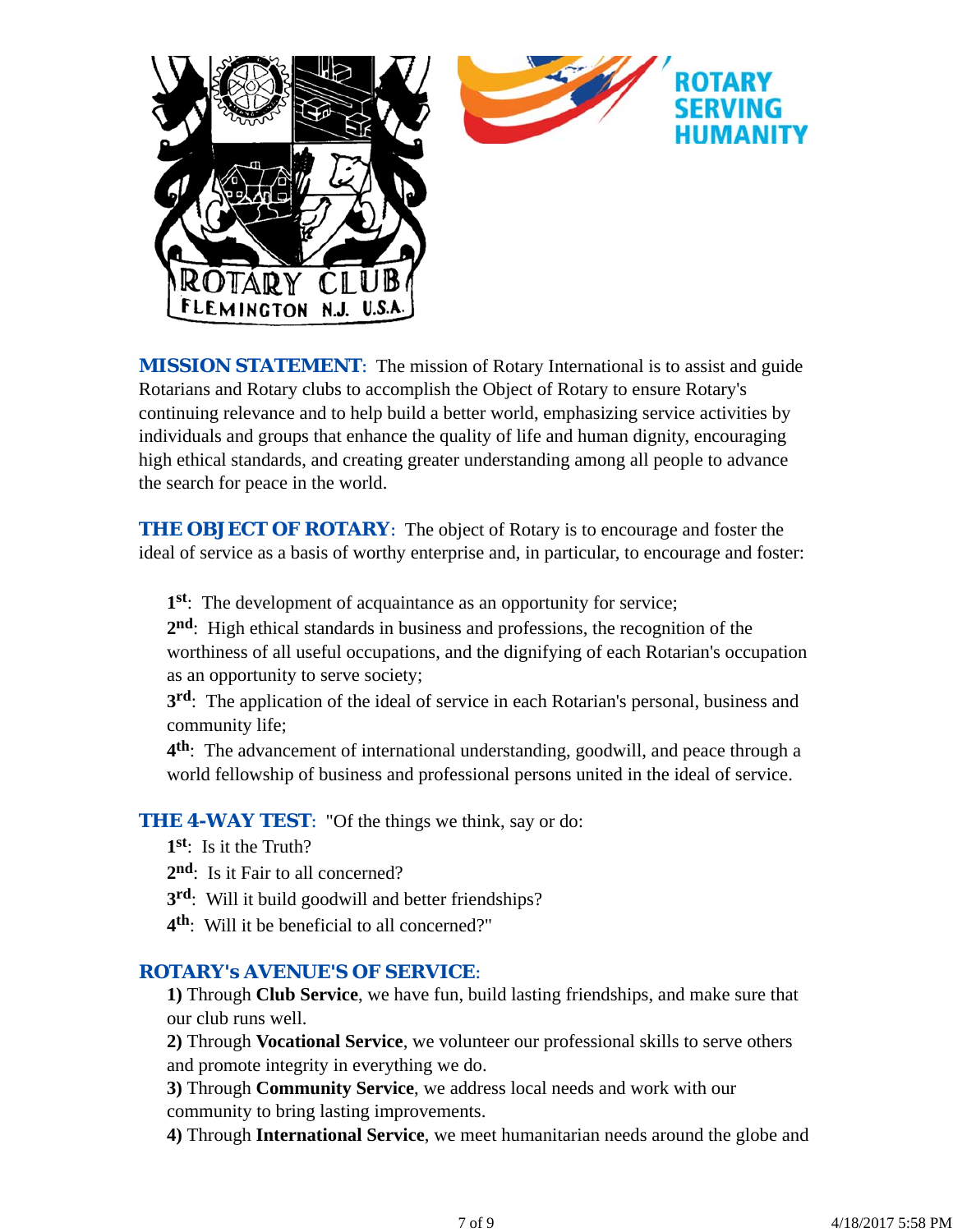**MISSION STATEMENT**: The mission of Rotary International is to assist and guide Rotarians and Rotary clubs to accomplish the Object of Rotary to ensure Rotary's continuing relevance and to help build a better world, emphasizing service activities by individuals and groups that enhance the quality of life and human dignity, encouraging high ethical standards, and creating greater understanding among all people to advance the search for peace in the world.

**THE OBJECT OF ROTARY**: The object of Rotary is to encourage and foster the ideal of service as a basis of worthy enterprise and, in particular, to encourage and foster:

**1st**: The development of acquaintance as an opportunity for service;
**2nd**: High ethical standards in business and professions, the recognition of the worthiness of all useful occupations, and the dignifying of each Rotarian's occupation as an opportunity to serve society;
**3rd**: The application of the ideal of service in each Rotarian's personal, business and community life;
**4th**: The advancement of international understanding, goodwill, and peace through a world fellowship of business and professional persons united in the ideal of service.

**THE 4-WAY TEST**: "Of the things we think, say or do:

**1st**: Is it the Truth?
**2nd**: Is it Fair to all concerned?
**3rd**: Will it build goodwill and better friendships?
**4th**: Will it be beneficial to all concerned?"

**ROTARY's AVENUE'S OF SERVICE**:

**1)** Through **Club Service**, we have fun, build lasting friendships, and make sure that our club runs well.
**2)** Through **Vocational Service**, we volunteer our professional skills to serve others and promote integrity in everything we do.
**3)** Through **Community Service**, we address local needs and work with our community to bring lasting improvements.
**4)** Through **International Service**, we meet humanitarian needs around the globe and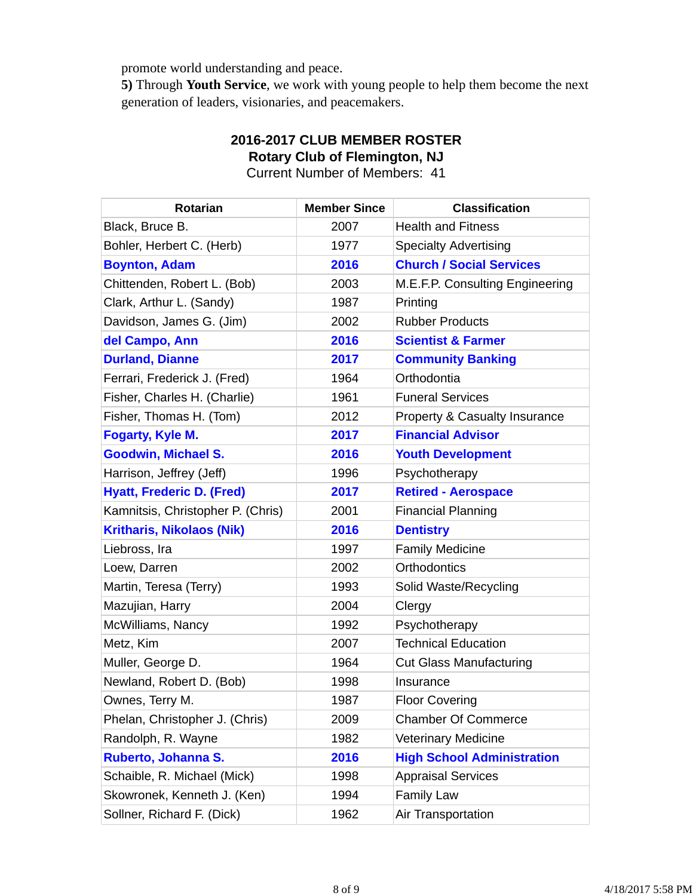promote world understanding and peace.
**5)** Through **Youth Service**, we work with young people to help them become the next generation of leaders, visionaries, and peacemakers.

**2016-2017 CLUB MEMBER ROSTER**
**Rotary Club of Flemington, NJ**
Current Number of Members: 41

| Rotarian | Member Since | Classification |
|---|---|---|
| Black, Bruce B. | 2007 | Health and Fitness |
| Bohler, Herbert C. (Herb) | 1977 | Specialty Advertising |
| **Boynton, Adam** | **2016** | **Church / Social Services** |
| Chittenden, Robert L. (Bob) | 2003 | M.E.F.P. Consulting Engineering |
| Clark, Arthur L. (Sandy) | 1987 | Printing |
| Davidson, James G. (Jim) | 2002 | Rubber Products |
| **del Campo, Ann** | **2016** | **Scientist & Farmer** |
| **Durland, Dianne** | **2017** | **Community Banking** |
| Ferrari, Frederick J. (Fred) | 1964 | Orthodontia |
| Fisher, Charles H. (Charlie) | 1961 | Funeral Services |
| Fisher, Thomas H. (Tom) | 2012 | Property & Casualty Insurance |
| **Fogarty, Kyle M.** | **2017** | **Financial Advisor** |
| **Goodwin, Michael S.** | **2016** | **Youth Development** |
| Harrison, Jeffrey (Jeff) | 1996 | Psychotherapy |
| **Hyatt, Frederic D. (Fred)** | **2017** | **Retired - Aerospace** |
| Kamnitsis, Christopher P. (Chris) | 2001 | Financial Planning |
| **Kritharis, Nikolaos (Nik)** | **2016** | **Dentistry** |
| Liebross, Ira | 1997 | Family Medicine |
| Loew, Darren | 2002 | Orthodontics |
| Martin, Teresa (Terry) | 1993 | Solid Waste/Recycling |
| Mazujian, Harry | 2004 | Clergy |
| McWilliams, Nancy | 1992 | Psychotherapy |
| Metz, Kim | 2007 | Technical Education |
| Muller, George D. | 1964 | Cut Glass Manufacturing |
| Newland, Robert D. (Bob) | 1998 | Insurance |
| Ownes, Terry M. | 1987 | Floor Covering |
| Phelan, Christopher J. (Chris) | 2009 | Chamber Of Commerce |
| Randolph, R. Wayne | 1982 | Veterinary Medicine |
| **Ruberto, Johanna S.** | **2016** | **High School Administration** |
| Schaible, R. Michael (Mick) | 1998 | Appraisal Services |
| Skowronek, Kenneth J. (Ken) | 1994 | Family Law |
| Sollner, Richard F. (Dick) | 1962 | Air Transportation |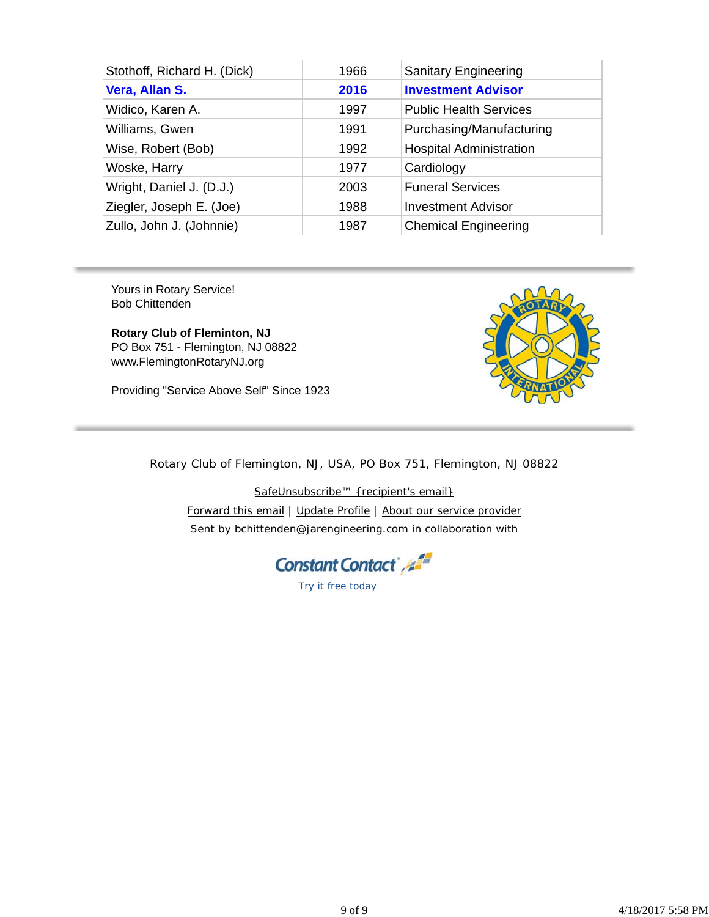| | | |
|---|---|---|
| Stothoff, Richard H. (Dick) | 1966 | Sanitary Engineering |
| **Vera, Allan S.** | **2016** | **Investment Advisor** |
| Widico, Karen A. | 1997 | Public Health Services |
| Williams, Gwen | 1991 | Purchasing/Manufacturing |
| Wise, Robert (Bob) | 1992 | Hospital Administration |
| Woske, Harry | 1977 | Cardiology |
| Wright, Daniel J. (D.J.) | 2003 | Funeral Services |
| Ziegler, Joseph E. (Joe) | 1988 | Investment Advisor |
| Zullo, John J. (Johnnie) | 1987 | Chemical Engineering |

Yours in Rotary Service!
Bob Chittenden

**Rotary Club of Fleminton, NJ**
PO Box 751 - Flemington, NJ 08822
www.FlemingtonRotaryNJ.org

Providing "Service Above Self" Since 1923

Rotary Club of Flemington, NJ, USA, PO Box 751, Flemington, NJ 08822

SafeUnsubscribe™ {recipient's email}

Forward this email | Update Profile | About our service provider

Sent by bchittenden@jarengineering.com in collaboration with

Constant Contact

Try it free today